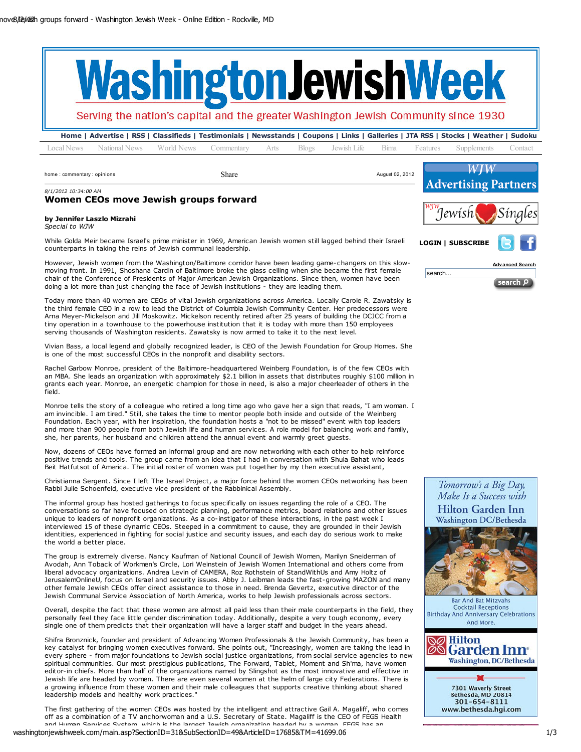# Women CEOs move Jewish groups forward

8/1/2012 10:34:00 AM

**by Jennifer Laszlo Mizrahi**
*Special to WJW*

While Golda Meir became Israel's prime minister in 1969, American Jewish women still lagged behind their Israeli counterparts in taking the reins of Jewish communal leadership.

However, Jewish women from the Washington/Baltimore corridor have been leading game-changers on this slow-moving front. In 1991, Shoshana Cardin of Baltimore broke the glass ceiling when she became the first female chair of the Conference of Presidents of Major American Jewish Organizations. Since then, women have been doing a lot more than just changing the face of Jewish institutions - they are leading them.

Today more than 40 women are CEOs of vital Jewish organizations across America. Locally Carole R. Zawatsky is the third female CEO in a row to lead the District of Columbia Jewish Community Center. Her predecessors were Arna Meyer-Mickelson and Jill Moskowitz. Mickelson recently retired after 25 years of building the DCJCC from a tiny operation in a townhouse to the powerhouse institution that it is today with more than 150 employees serving thousands of Washington residents. Zawatsky is now armed to take it to the next level.

Vivian Bass, a local legend and globally recognized leader, is CEO of the Jewish Foundation for Group Homes. She is one of the most successful CEOs in the nonprofit and disability sectors.

Rachel Garbow Monroe, president of the Baltimore-headquartered Weinberg Foundation, is of the few CEOs with an MBA. She leads an organization with approximately $2.1 billion in assets that distributes roughly $100 million in grants each year. Monroe, an energetic champion for those in need, is also a major cheerleader of others in the field.

Monroe tells the story of a colleague who retired a long time ago who gave her a sign that reads, "I am woman. I am invincible. I am tired." Still, she takes the time to mentor people both inside and outside of the Weinberg Foundation. Each year, with her inspiration, the foundation hosts a "not to be missed" event with top leaders and more than 900 people from both Jewish life and human services. A role model for balancing work and family, she, her parents, her husband and children attend the annual event and warmly greet guests.

Now, dozens of CEOs have formed an informal group and are now networking with each other to help reinforce positive trends and tools. The group came from an idea that I had in conversation with Shula Bahat who leads Beit Hatfutsot of America. The initial roster of women was put together by my then executive assistant, Christianna Sergent. Since I left The Israel Project, a major force behind the women CEOs networking has been Rabbi Julie Schoenfeld, executive vice president of the Rabbinical Assembly.

The informal group has hosted gatherings to focus specifically on issues regarding the role of a CEO. The conversations so far have focused on strategic planning, performance metrics, board relations and other issues unique to leaders of nonprofit organizations. As a co-instigator of these interactions, in the past week I interviewed 15 of these dynamic CEOs. Steeped in a commitment to cause, they are grounded in their Jewish identities, experienced in fighting for social justice and security issues, and each day do serious work to make the world a better place.

The group is extremely diverse. Nancy Kaufman of National Council of Jewish Women, Marilyn Sneiderman of Avodah, Ann Toback of Workmen's Circle, Lori Weinstein of Jewish Women International and others come from liberal advocacy organizations. Andrea Levin of CAMERA, Roz Rothstein of StandWithUs and Amy Holtz of JerusalemOnlineU, focus on Israel and security issues. Abby J. Leibman leads the fast-growing MAZON and many other female Jewish CEOs offer direct assistance to those in need. Brenda Gevertz, executive director of the Jewish Communal Service Association of North America, works to help Jewish professionals across sectors.

Overall, despite the fact that these women are almost all paid less than their male counterparts in the field, they personally feel they face little gender discrimination today. Additionally, despite a very tough economy, every single one of them predicts that their organization will have a larger staff and budget in the years ahead.

Shifra Bronznick, founder and president of Advancing Women Professionals & the Jewish Community, has been a key catalyst for bringing women executives forward. She points out, "Increasingly, women are taking the lead in every sphere - from major foundations to Jewish social justice organizations, from social service agencies to new spiritual communities. Our most prestigious publications, The Forward, Tablet, Moment and Sh'ma, have women editor-in chiefs. More than half of the organizations named by Slingshot as the most innovative and effective in Jewish life are headed by women. There are even several women at the helm of large city Federations. There is a growing influence from these women and their male colleagues that supports creative thinking about shared leadership models and healthy work practices."

The first gathering of the women CEOs was hosted by the intelligent and attractive Gail A. Magaliff, who comes off as a combination of a TV anchorwoman and a U.S. Secretary of State. Magaliff is the CEO of FEGS Health and Human Services System, which is the largest Jewish organization headed by a woman. FEGS has an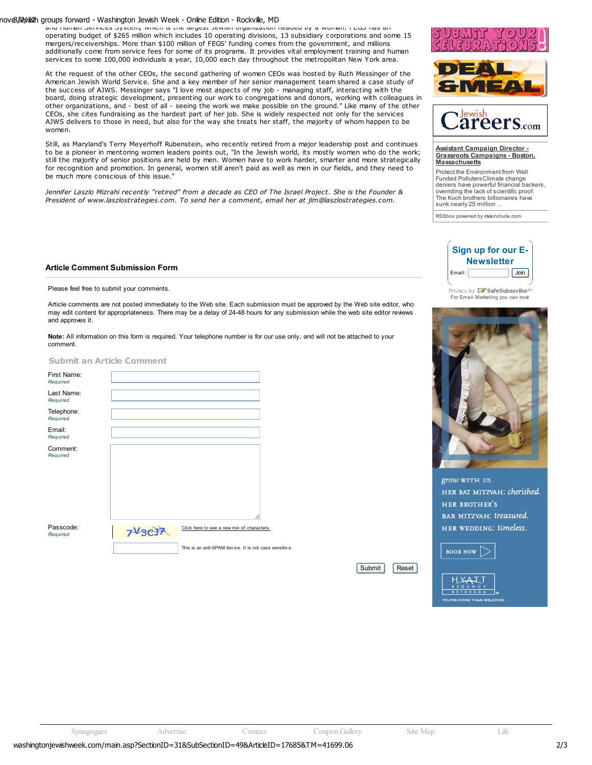operating budget of $265 million which includes 10 operating divisions, 13 subsidiary corporations and some 15 mergers/receiverships. More than $100 million of FEGS' funding comes from the government, and millions additionally come from service fees for some of its programs. It provides vital employment training and human services to some 100,000 individuals a year, 10,000 each day throughout the metropolitan New York area.

At the request of the other CEOs, the second gathering of women CEOs was hosted by Ruth Messinger of the American Jewish World Service. She and a key member of her senior management team shared a case study of the success of AJWS. Messinger says "I love most aspects of my job - managing staff, interacting with the board, doing strategic development, presenting our work to congregations and donors, working with colleagues in other organizations, and - best of all - seeing the work we make possible on the ground." Like many of the other CEOs, she cites fundraising as the hardest part of her job. She is widely respected not only for the services AJWS delivers to those in need, but also for the way she treats her staff, the majority of whom happen to be women.

Still, as Maryland's Terry Meyerhoff Rubenstein, who recently retired from a major leadership post and continues to be a pioneer in mentoring women leaders points out, "In the Jewish world, its mostly women who do the work; still the majority of senior positions are held by men. Women have to work harder, smarter and more strategically for recognition and promotion. In general, women still aren't paid as well as men in our fields, and they need to be much more conscious of this issue."

*Jennifer Laszlo Mizrahi recently "retired" from a decade as CEO of The Israel Project. She is the Founder & President of www.laszlostrategies.com. To send her a comment, email her at jlm@laszlostrategies.com.*

## Article Comment Submission Form

Please feel free to submit your comments.

Article comments are not posted immediately to the Web site. Each submission must be approved by the Web site editor, who may edit content for appropriateness. There may be a delay of 24-48 hours for any submission while the web site editor reviews and approves it.

**Note:** All information on this form is required. Your telephone number is for our use only, and will not be attached to your comment.

### Submit an Article Comment

First Name: *Required*

Last Name: *Required*

Telephone: *Required*

Email: *Required*

Comment: *Required*

Passcode: *Required*

Click here to see a new mix of characters.

This is an anti-SPAM device. It is not case sensitive.

Submit Reset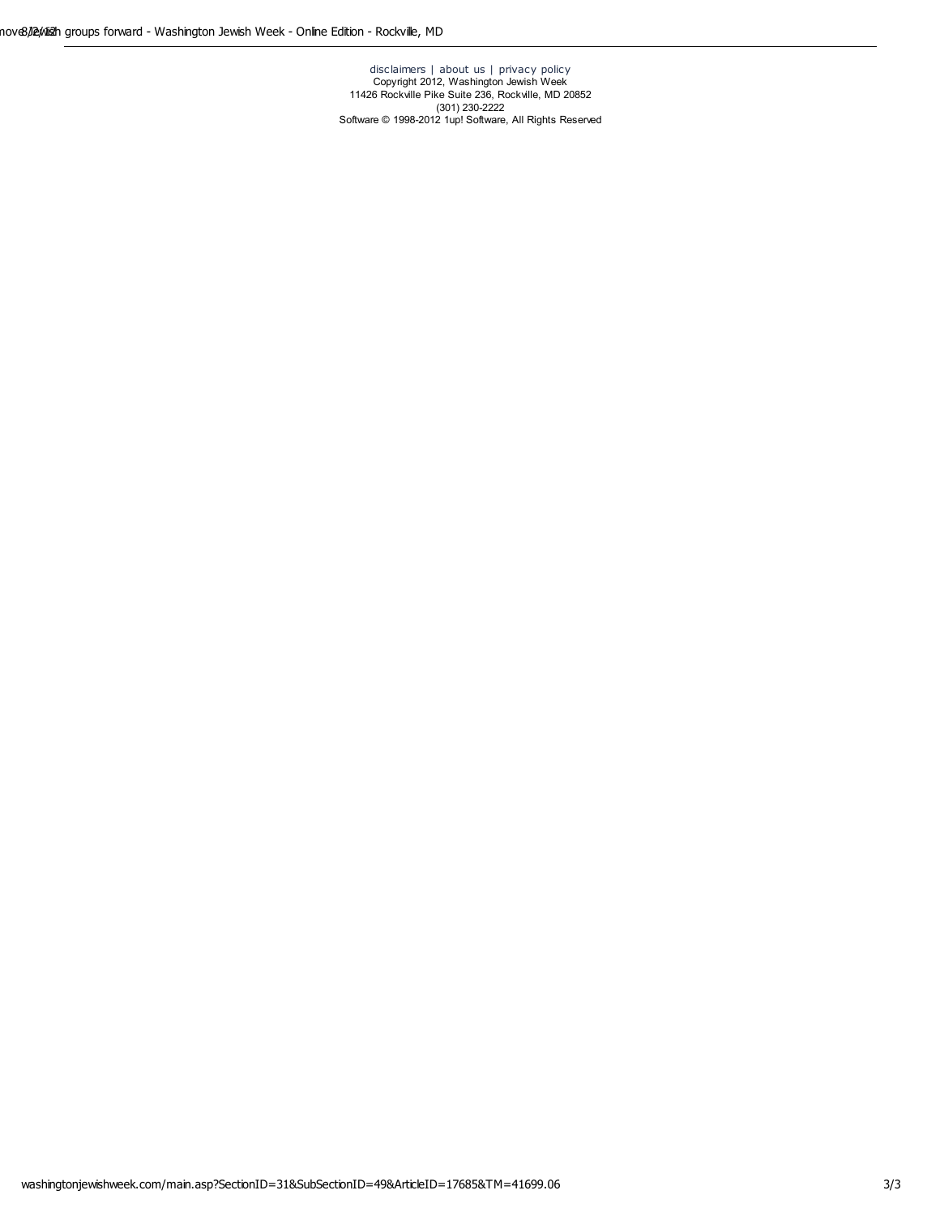disclaimers | about us | privacy policy
Copyright 2012, Washington Jewish Week
11426 Rockville Pike Suite 236, Rockville, MD 20852
(301) 230-2222
Software © 1998-2012 1up! Software, All Rights Reserved